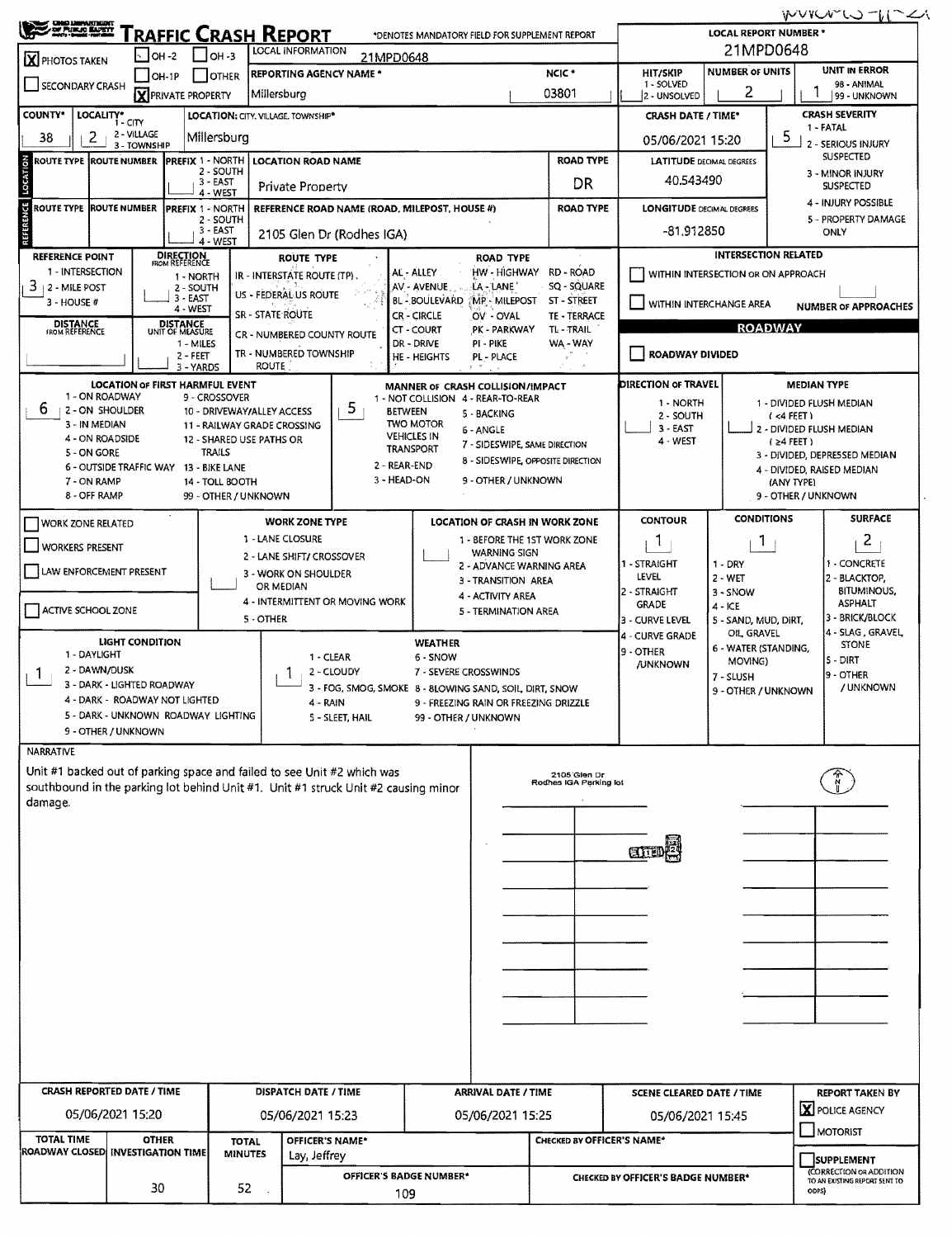# TRAFFIC CRASH REPORT

*DENOTES MANDATORY FIELD FOR SUPPLEMENT REPORT

| | |
|---|---|
| LOCAL REPORT NUMBER * | 21MPD0648 |
| [X] PHOTOS TAKEN | [ ] OH-2 [ ] OH-3 [ ] OH-1P [ ] OTHER |
| [ ] SECONDARY CRASH | [X] PRIVATE PROPERTY |
| LOCAL INFORMATION | 21MPD0648 |
| REPORTING AGENCY NAME * | Millersburg |
| NCIC * | 03801 |
| HIT/SKIP (1 - SOLVED, 2 - UNSOLVED) | |
| NUMBER OF UNITS | 2 |
| UNIT IN ERROR (98 - ANIMAL, 99 - UNKNOWN) | 1 |

| | |
|---|---|
| COUNTY* | 38 |
| LOCALITY* (1 - CITY, 2 - VILLAGE, 3 - TOWNSHIP) | 2 |
| LOCATION: CITY, VILLAGE, TOWNSHIP* | Millersburg |
| CRASH DATE / TIME* | 05/06/2021 15:20 |
| CRASH SEVERITY (1 - FATAL, 2 - SERIOUS INJURY SUSPECTED, 3 - MINOR INJURY SUSPECTED, 4 - INJURY POSSIBLE, 5 - PROPERTY DAMAGE ONLY) | 5 |

## LOCATION

| | |
|---|---|
| ROUTE TYPE | |
| ROUTE NUMBER | |
| PREFIX (1 - NORTH, 2 - SOUTH, 3 - EAST, 4 - WEST) | |
| LOCATION ROAD NAME | Private Property |
| ROAD TYPE | DR |
| LATITUDE DECIMAL DEGREES | 40.543490 |

## REFERENCE

| | |
|---|---|
| ROUTE TYPE | |
| ROUTE NUMBER | |
| PREFIX (1 - NORTH, 2 - SOUTH, 3 - EAST, 4 - WEST) | |
| REFERENCE ROAD NAME (ROAD, MILEPOST, HOUSE #) | 2105 Glen Dr (Rodhes IGA) |
| ROAD TYPE | |
| LONGITUDE DECIMAL DEGREES | -81.912850 |

| | |
|---|---|
| REFERENCE POINT (1 - INTERSECTION, 2 - MILE POST, 3 - HOUSE #) | 3 |
| DIRECTION FROM REFERENCE (1 - NORTH, 2 - SOUTH, 3 - EAST, 4 - WEST) | |
| DISTANCE FROM REFERENCE | |
| DISTANCE UNIT OF MEASURE (1 - MILES, 2 - FEET, 3 - YARDS) | |

ROUTE TYPE: IR - INTERSTATE ROUTE (TP), US - FEDERAL US ROUTE, SR - STATE ROUTE, CR - NUMBERED COUNTY ROUTE, TR - NUMBERED TOWNSHIP ROUTE

ROAD TYPE: AL - ALLEY, AV - AVENUE, BL - BOULEVARD, CR - CIRCLE, CT - COURT, DR - DRIVE, HE - HEIGHTS, HW - HIGHWAY, LA - LANE, MP - MILEPOST, OV - OVAL, PK - PARKWAY, PI - PIKE, PL - PLACE, RD - ROAD, SQ - SQUARE, ST - STREET, TE - TERRACE, TL - TRAIL, WA - WAY

INTERSECTION RELATED: [ ] WITHIN INTERSECTION OR ON APPROACH; [ ] WITHIN INTERCHANGE AREA; NUMBER OF APPROACHES: 

## ROADWAY

[ ] ROADWAY DIVIDED

| | |
|---|---|
| LOCATION OF FIRST HARMFUL EVENT | 6 |
| MANNER OF CRASH COLLISION/IMPACT | 5 |
| DIRECTION OF TRAVEL | |
| MEDIAN TYPE | |

LOCATION OF FIRST HARMFUL EVENT: 1 - ON ROADWAY, 2 - ON SHOULDER, 3 - IN MEDIAN, 4 - ON ROADSIDE, 5 - ON GORE, 6 - OUTSIDE TRAFFIC WAY, 7 - ON RAMP, 8 - OFF RAMP, 9 - CROSSOVER, 10 - DRIVEWAY/ALLEY ACCESS, 11 - RAILWAY GRADE CROSSING, 12 - SHARED USE PATHS OR TRAILS, 13 - BIKE LANE, 14 - TOLL BOOTH, 99 - OTHER / UNKNOWN

MANNER OF CRASH COLLISION/IMPACT: 1 - NOT COLLISION BETWEEN TWO MOTOR VEHICLES IN TRANSPORT, 2 - REAR-END, 3 - HEAD-ON, 4 - REAR-TO-REAR, 5 - BACKING, 6 - ANGLE, 7 - SIDESWIPE, SAME DIRECTION, 8 - SIDESWIPE, OPPOSITE DIRECTION, 9 - OTHER / UNKNOWN

DIRECTION OF TRAVEL: 1 - NORTH, 2 - SOUTH, 3 - EAST, 4 - WEST

MEDIAN TYPE: 1 - DIVIDED FLUSH MEDIAN (<4 FEET), 2 - DIVIDED FLUSH MEDIAN (≥4 FEET), 3 - DIVIDED, DEPRESSED MEDIAN, 4 - DIVIDED, RAISED MEDIAN (ANY TYPE), 9 - OTHER / UNKNOWN

| | |
|---|---|
| [ ] WORK ZONE RELATED | |
| [ ] WORKERS PRESENT | |
| [ ] LAW ENFORCEMENT PRESENT | |
| [ ] ACTIVE SCHOOL ZONE | |
| WORK ZONE TYPE | |
| LOCATION OF CRASH IN WORK ZONE | |
| CONTOUR | 1 |
| CONDITIONS | 1 |
| SURFACE | 2 |

WORK ZONE TYPE: 1 - LANE CLOSURE, 2 - LANE SHIFT/ CROSSOVER, 3 - WORK ON SHOULDER OR MEDIAN, 4 - INTERMITTENT OR MOVING WORK, 5 - OTHER

LOCATION OF CRASH IN WORK ZONE: 1 - BEFORE THE 1ST WORK ZONE WARNING SIGN, 2 - ADVANCE WARNING AREA, 3 - TRANSITION AREA, 4 - ACTIVITY AREA, 5 - TERMINATION AREA

CONTOUR: 1 - STRAIGHT LEVEL, 2 - STRAIGHT GRADE, 3 - CURVE LEVEL, 4 - CURVE GRADE, 9 - OTHER /UNKNOWN

CONDITIONS: 1 - DRY, 2 - WET, 3 - SNOW, 4 - ICE, 5 - SAND, MUD, DIRT, OIL, GRAVEL, 6 - WATER (STANDING, MOVING), 7 - SLUSH, 9 - OTHER / UNKNOWN

SURFACE: 1 - CONCRETE, 2 - BLACKTOP, BITUMINOUS, ASPHALT, 3 - BRICK/BLOCK, 4 - SLAG, GRAVEL, STONE, 5 - DIRT, 9 - OTHER / UNKNOWN

| | |
|---|---|
| LIGHT CONDITION | 1 |
| WEATHER | 1 |

LIGHT CONDITION: 1 - DAYLIGHT, 2 - DAWN/DUSK, 3 - DARK - LIGHTED ROADWAY, 4 - DARK - ROADWAY NOT LIGHTED, 5 - DARK - UNKNOWN ROADWAY LIGHTING, 9 - OTHER / UNKNOWN

WEATHER: 1 - CLEAR, 2 - CLOUDY, 3 - FOG, SMOG, SMOKE, 4 - RAIN, 5 - SLEET, HAIL, 6 - SNOW, 7 - SEVERE CROSSWINDS, 8 - BLOWING SAND, SOIL, DIRT, SNOW, 9 - FREEZING RAIN OR FREEZING DRIZZLE, 99 - OTHER / UNKNOWN

## NARRATIVE

Unit #1 backed out of parking space and failed to see Unit #2 which was southbound in the parking lot behind Unit #1. Unit #1 struck Unit #2 causing minor damage.

2105 Glen Dr
Rodhes IGA Parking lot

| CRASH REPORTED DATE / TIME | DISPATCH DATE / TIME | ARRIVAL DATE / TIME | SCENE CLEARED DATE / TIME | REPORT TAKEN BY |
|---|---|---|---|---|
| 05/06/2021 15:20 | 05/06/2021 15:23 | 05/06/2021 15:25 | 05/06/2021 15:45 | [X] POLICE AGENCY [ ] MOTORIST |

| TOTAL TIME ROADWAY CLOSED | OTHER INVESTIGATION TIME | TOTAL MINUTES | OFFICER'S NAME* | CHECKED BY OFFICER'S NAME* | |
|---|---|---|---|---|---|
| | 30 | 52 | Lay, Jeffrey | | [ ] SUPPLEMENT (CORRECTION OR ADDITION TO AN EXISTING REPORT SENT TO ODPS) |
| | | | OFFICER'S BADGE NUMBER*: 109 | CHECKED BY OFFICER'S BADGE NUMBER*: | |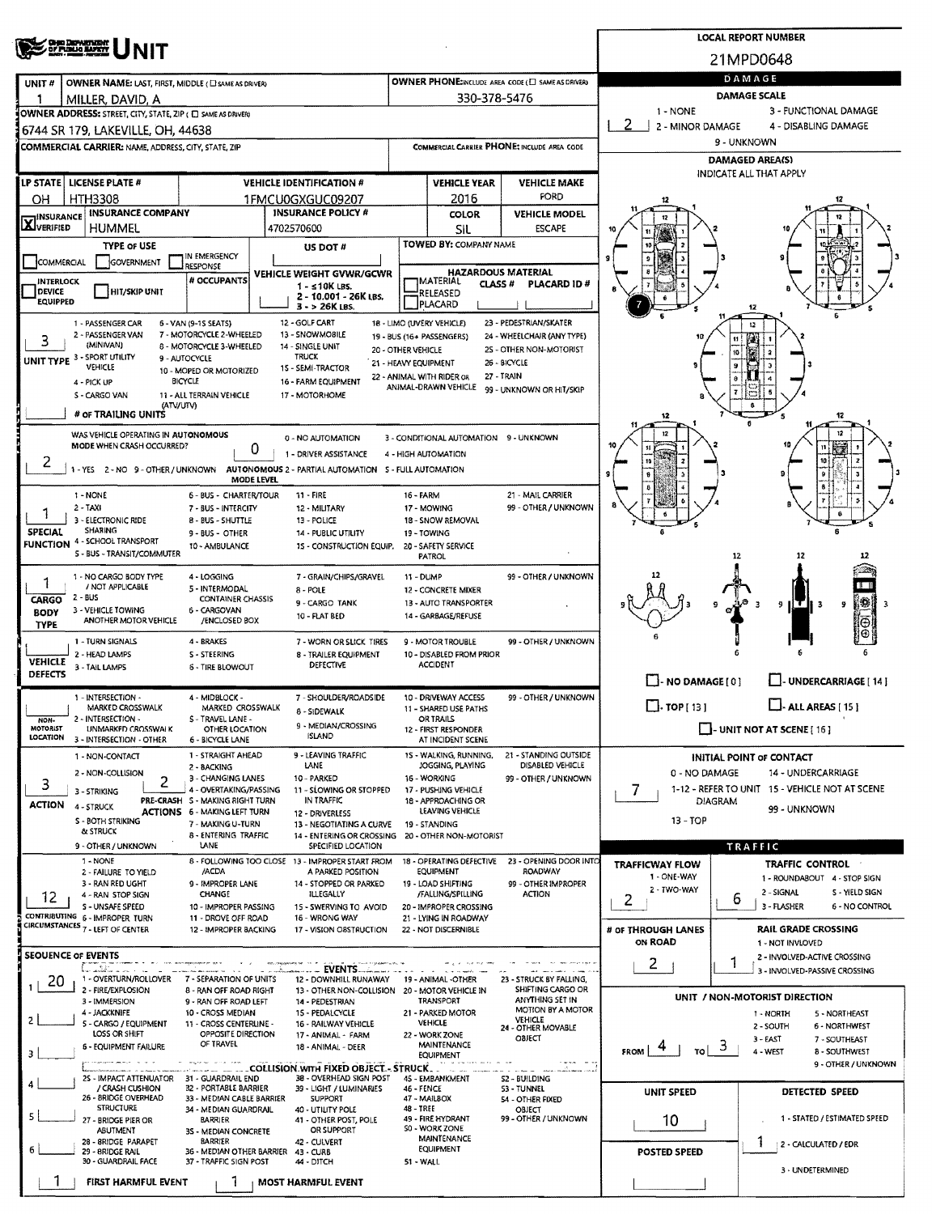# UNIT

**LOCAL REPORT NUMBER:** 21MPD0648

| UNIT # | OWNER NAME: LAST, FIRST, MIDDLE | OWNER PHONE |
|---|---|---|
| 1 | MILLER, DAVID, A | 330-378-5476 |

**OWNER ADDRESS:** 6744 SR 179, LAKEVILLE, OH, 44638

**COMMERCIAL CARRIER:** NAME, ADDRESS, CITY, STATE, ZIP

**COMMERCIAL CARRIER PHONE:**

| LP STATE | LICENSE PLATE # | VEHICLE IDENTIFICATION # | VEHICLE YEAR | VEHICLE MAKE |
|---|---|---|---|---|
| OH | HTH3308 | 1FMCU0GXGUC09207 | 2016 | FORD |

| INSURANCE | INSURANCE COMPANY | INSURANCE POLICY # | COLOR | VEHICLE MODEL |
|---|---|---|---|---|
| X VERIFIED | HUMMEL | 4702570600 | SIL | ESCAPE |

**TYPE OF USE:** COMMERCIAL / GOVERNMENT / IN EMERGENCY RESPONSE

**US DOT #:**

**TOWED BY:** COMPANY NAME

**INTERLOCK DEVICE EQUIPPED** / **HIT/SKIP UNIT**

**# OCCUPANTS:**

**VEHICLE WEIGHT GVWR/GCWR:** 1 - ≤10K LBS. 2 - 10.001 - 26K LBS. 3 - > 26K LBS.

**HAZARDOUS MATERIAL:** MATERIAL RELEASED / PLACARD — CLASS # — PLACARD ID #

**UNIT TYPE:** 3
1 - PASSENGER CAR, 2 - PASSENGER VAN (MINIVAN), 3 - SPORT UTILITY VEHICLE, 4 - PICK UP, 5 - CARGO VAN, 6 - VAN (9-15 SEATS), 7 - MOTORCYCLE 2-WHEELED, 8 - MOTORCYCLE 3-WHEELED, 9 - AUTOCYCLE, 10 - MOPED OR MOTORIZED BICYCLE, 11 - ALL TERRAIN VEHICLE (ATV/UTV), 12 - GOLF CART, 13 - SNOWMOBILE, 14 - SINGLE UNIT TRUCK, 15 - SEMI-TRACTOR, 16 - FARM EQUIPMENT, 17 - MOTORHOME, 18 - LIMO (LIVERY VEHICLE), 19 - BUS (16+ PASSENGERS), 20 - OTHER VEHICLE, 21 - HEAVY EQUIPMENT, 22 - ANIMAL WITH RIDER OR ANIMAL-DRAWN VEHICLE, 23 - PEDESTRIAN/SKATER, 24 - WHEELCHAIR (ANY TYPE), 25 - OTHER NON-MOTORIST, 26 - BICYCLE, 27 - TRAIN, 99 - UNKNOWN OR HIT/SKIP

**# OF TRAILING UNITS:**

**WAS VEHICLE OPERATING IN AUTONOMOUS MODE WHEN CRASH OCCURRED?** 2
1 - YES 2 - NO 9 - OTHER / UNKNOWN

**AUTONOMOUS MODE LEVEL:** 0
0 - NO AUTOMATION, 1 - DRIVER ASSISTANCE, 2 - PARTIAL AUTOMATION, 3 - CONDITIONAL AUTOMATION, 4 - HIGH AUTOMATION, 5 - FULL AUTOMATION, 9 - UNKNOWN

**SPECIAL FUNCTION:** 1
1 - NONE, 2 - TAXI, 3 - ELECTRONIC RIDE SHARING, 4 - SCHOOL TRANSPORT, 5 - BUS - TRANSIT/COMMUTER, 6 - BUS - CHARTER/TOUR, 7 - BUS - INTERCITY, 8 - BUS - SHUTTLE, 9 - BUS - OTHER, 10 - AMBULANCE, 11 - FIRE, 12 - MILITARY, 13 - POLICE, 14 - PUBLIC UTILITY, 15 - CONSTRUCTION EQUIP., 16 - FARM, 17 - MOWING, 18 - SNOW REMOVAL, 19 - TOWING, 20 - SAFETY SERVICE PATROL, 21 - MAIL CARRIER, 99 - OTHER / UNKNOWN

**CARGO BODY TYPE:** 1
1 - NO CARGO BODY TYPE / NOT APPLICABLE, 2 - BUS, 3 - VEHICLE TOWING ANOTHER MOTOR VEHICLE, 4 - LOGGING, 5 - INTERMODAL CONTAINER CHASSIS, 6 - CARGOVAN /ENCLOSED BOX, 7 - GRAIN/CHIPS/GRAVEL, 8 - POLE, 9 - CARGO TANK, 10 - FLAT BED, 11 - DUMP, 12 - CONCRETE MIXER, 13 - AUTO TRANSPORTER, 14 - GARBAGE/REFUSE, 99 - OTHER / UNKNOWN

**VEHICLE DEFECTS:**
1 - TURN SIGNALS, 2 - HEAD LAMPS, 3 - TAIL LAMPS, 4 - BRAKES, 5 - STEERING, 6 - TIRE BLOWOUT, 7 - WORN OR SLICK TIRES, 8 - TRAILER EQUIPMENT DEFECTIVE, 9 - MOTOR TROUBLE, 10 - DISABLED FROM PRIOR ACCIDENT, 99 - OTHER / UNKNOWN

**NON-MOTORIST LOCATION:**
1 - INTERSECTION - MARKED CROSSWALK, 2 - INTERSECTION - UNMARKED CROSSWALK, 3 - INTERSECTION - OTHER, 4 - MIDBLOCK - MARKED CROSSWALK, 5 - TRAVEL LANE - OTHER LOCATION, 6 - BICYCLE LANE, 7 - SHOULDER/ROADSIDE, 8 - SIDEWALK, 9 - MEDIAN/CROSSING ISLAND, 10 - DRIVEWAY ACCESS, 11 - SHARED USE PATHS OR TRAILS, 12 - FIRST RESPONDER AT INCIDENT SCENE, 99 - OTHER / UNKNOWN

**ACTION:** 3 — **PRE-CRASH ACTIONS:** 2
1 - NON-CONTACT, 2 - NON-COLLISION, 3 - STRIKING, 4 - STRUCK, 5 - BOTH STRIKING & STRUCK, 9 - OTHER / UNKNOWN
1 - STRAIGHT AHEAD, 2 - BACKING, 3 - CHANGING LANES, 4 - OVERTAKING/PASSING, 5 - MAKING RIGHT TURN, 6 - MAKING LEFT TURN, 7 - MAKING U-TURN, 8 - ENTERING TRAFFIC LANE, 9 - LEAVING TRAFFIC LANE, 10 - PARKED, 11 - SLOWING OR STOPPED IN TRAFFIC, 12 - DRIVERLESS, 13 - NEGOTIATING A CURVE, 14 - ENTERING OR CROSSING SPECIFIED LOCATION, 15 - WALKING, RUNNING, JOGGING, PLAYING, 16 - WORKING, 17 - PUSHING VEHICLE, 18 - APPROACHING OR LEAVING VEHICLE, 19 - STANDING, 20 - OTHER NON-MOTORIST, 21 - STANDING OUTSIDE DISABLED VEHICLE, 99 - OTHER / UNKNOWN

**CONTRIBUTING CIRCUMSTANCES:** 12
1 - NONE, 2 - FAILURE TO YIELD, 3 - RAN RED LIGHT, 4 - RAN STOP SIGN, 5 - UNSAFE SPEED, 6 - IMPROPER TURN, 7 - LEFT OF CENTER, 8 - FOLLOWING TOO CLOSE /ACDA, 9 - IMPROPER LANE CHANGE, 10 - IMPROPER PASSING, 11 - DROVE OFF ROAD, 12 - IMPROPER BACKING, 13 - IMPROPER START FROM A PARKED POSITION, 14 - STOPPED OR PARKED ILLEGALLY, 15 - SWERVING TO AVOID, 16 - WRONG WAY, 17 - VISION OBSTRUCTION, 18 - OPERATING DEFECTIVE EQUIPMENT, 19 - LOAD SHIFTING /FALLING/SPILLING, 20 - IMPROPER CROSSING, 21 - LYING IN ROADWAY, 22 - NOT DISCERNIBLE, 23 - OPENING DOOR INTO ROADWAY, 99 - OTHER IMPROPER ACTION

**SEQUENCE OF EVENTS:**
1: 20
2:
3:
4:
5:
6:

EVENTS: 1 - OVERTURN/ROLLOVER, 2 - FIRE/EXPLOSION, 3 - IMMERSION, 4 - JACKKNIFE, 5 - CARGO / EQUIPMENT LOSS OR SHIFT, 6 - EQUIPMENT FAILURE, 7 - SEPARATION OF UNITS, 8 - RAN OFF ROAD RIGHT, 9 - RAN OFF ROAD LEFT, 10 - CROSS MEDIAN, 11 - CROSS CENTERLINE - OPPOSITE DIRECTION OF TRAVEL, 12 - DOWNHILL RUNAWAY, 13 - OTHER NON-COLLISION, 14 - PEDESTRIAN, 15 - PEDALCYCLE, 16 - RAILWAY VEHICLE, 17 - ANIMAL - FARM, 18 - ANIMAL - DEER, 19 - ANIMAL -OTHER, 20 - MOTOR VEHICLE IN TRANSPORT, 21 - PARKED MOTOR VEHICLE, 22 - WORK ZONE MAINTENANCE EQUIPMENT, 23 - STRUCK BY FALLING, SHIFTING CARGO OR ANYTHING SET IN MOTION BY A MOTOR VEHICLE, 24 - OTHER MOVABLE OBJECT

COLLISION WITH FIXED OBJECT - STRUCK: 25 - IMPACT ATTENUATOR / CRASH CUSHION, 26 - BRIDGE OVERHEAD STRUCTURE, 27 - BRIDGE PIER OR ABUTMENT, 28 - BRIDGE PARAPET, 29 - BRIDGE RAIL, 30 - GUARDRAIL FACE, 31 - GUARDRAIL END, 32 - PORTABLE BARRIER, 33 - MEDIAN CABLE BARRIER, 34 - MEDIAN GUARDRAIL BARRIER, 35 - MEDIAN CONCRETE BARRIER, 36 - MEDIAN OTHER BARRIER, 37 - TRAFFIC SIGN POST, 38 - OVERHEAD SIGN POST, 39 - LIGHT / LUMINARIES SUPPORT, 40 - UTILITY POLE, 41 - OTHER POST, POLE OR SUPPORT, 42 - CULVERT, 43 - CURB, 44 - DITCH, 45 - EMBANKMENT, 46 - FENCE, 47 - MAILBOX, 48 - TREE, 49 - FIRE HYDRANT, 50 - WORK ZONE MAINTENANCE EQUIPMENT, 51 - WALL, 52 - BUILDING, 53 - TUNNEL, 54 - OTHER FIXED OBJECT, 99 - OTHER / UNKNOWN

**FIRST HARMFUL EVENT:** 1 — **MOST HARMFUL EVENT:** 1

## DAMAGE

**DAMAGE SCALE:** 2
1 - NONE, 2 - MINOR DAMAGE, 3 - FUNCTIONAL DAMAGE, 4 - DISABLING DAMAGE, 9 - UNKNOWN

**DAMAGED AREA(S):** INDICATE ALL THAT APPLY — 7

- NO DAMAGE [0]
- UNDERCARRIAGE [14]
- TOP [13]
- ALL AREAS [15]
- UNIT NOT AT SCENE [16]

**INITIAL POINT OF CONTACT:** 7
0 - NO DAMAGE, 1-12 - REFER TO UNIT DIAGRAM, 13 - TOP, 14 - UNDERCARRIAGE, 15 - VEHICLE NOT AT SCENE, 99 - UNKNOWN

## TRAFFIC

**TRAFFICWAY FLOW:** 2
1 - ONE-WAY, 2 - TWO-WAY

**TRAFFIC CONTROL:** 6
1 - ROUNDABOUT, 2 - SIGNAL, 3 - FLASHER, 4 - STOP SIGN, 5 - YIELD SIGN, 6 - NO CONTROL

**# OF THROUGH LANES ON ROAD:** 2

**RAIL GRADE CROSSING:** 1
1 - NOT INVOLVED, 2 - INVOLVED-ACTIVE CROSSING, 3 - INVOLVED-PASSIVE CROSSING

**UNIT / NON-MOTORIST DIRECTION:** FROM 4 TO 3
1 - NORTH, 2 - SOUTH, 3 - EAST, 4 - WEST, 5 - NORTHEAST, 6 - NORTHWEST, 7 - SOUTHEAST, 8 - SOUTHWEST, 9 - OTHER / UNKNOWN

**UNIT SPEED:** 10

**POSTED SPEED:**

**DETECTED SPEED:** 1
1 - STATED / ESTIMATED SPEED, 2 - CALCULATED / EDR, 3 - UNDETERMINED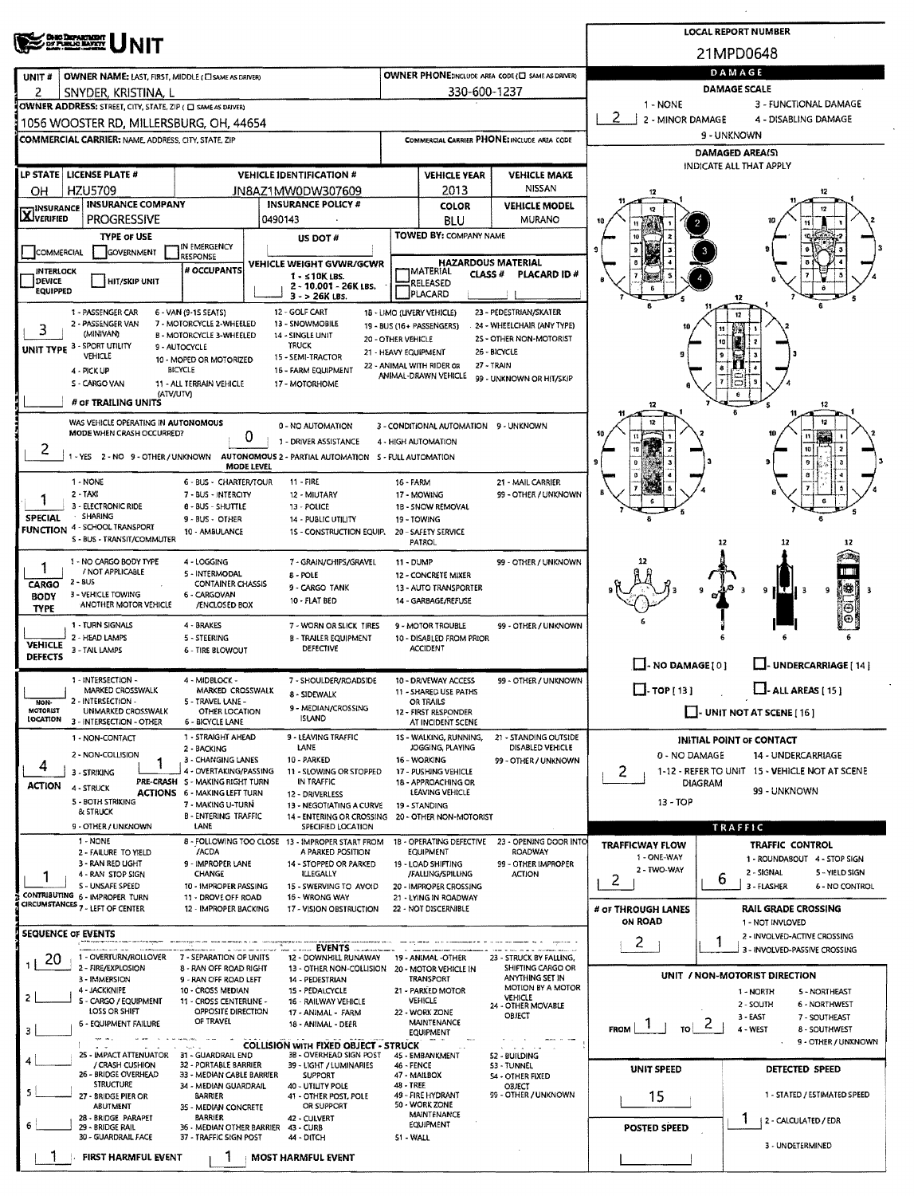# UNIT

**LOCAL REPORT NUMBER:** 21MPD0648

| Field | Value |
|---|---|
| UNIT # | 2 |
| OWNER NAME: LAST, FIRST, MIDDLE | SNYDER, KRISTINA, L |
| OWNER PHONE | 330-600-1237 |
| OWNER ADDRESS: STREET, CITY, STATE, ZIP | 1056 WOOSTER RD, MILLERSBURG, OH, 44654 |
| COMMERCIAL CARRIER: NAME, ADDRESS, CITY, STATE, ZIP | |
| COMMERCIAL CARRIER PHONE | |

| LP STATE | LICENSE PLATE # | VEHICLE IDENTIFICATION # | VEHICLE YEAR | VEHICLE MAKE |
|---|---|---|---|---|
| OH | HZU5709 | JN8AZ1MW0DW307609 | 2013 | NISSAN |

| INSURANCE | INSURANCE COMPANY | INSURANCE POLICY # | COLOR | VEHICLE MODEL |
|---|---|---|---|---|
| X VERIFIED | PROGRESSIVE | 0490143 | BLU | MURANO |

**TYPE OF USE:** COMMERCIAL / GOVERNMENT / IN EMERGENCY RESPONSE

**US DOT #:**

**TOWED BY: COMPANY NAME:**

**INTERLOCK DEVICE EQUIPPED / HIT/SKIP UNIT**

**# OCCUPANTS:**

**VEHICLE WEIGHT GVWR/GCWR:** 1 - ≤10K LBS. 2 - 10.001 - 26K LBS. 3 - > 26K LBS.

**HAZARDOUS MATERIAL:** MATERIAL CLASS # / RELEASED / PLACARD / PLACARD ID #

**UNIT TYPE:** 3
1 - PASSENGER CAR, 2 - PASSENGER VAN (MINIVAN), 3 - SPORT UTILITY VEHICLE, 4 - PICK UP, 5 - CARGO VAN, 6 - VAN (9-15 SEATS), 7 - MOTORCYCLE 2-WHEELED, 8 - MOTORCYCLE 3-WHEELED, 9 - AUTOCYCLE, 10 - MOPED OR MOTORIZED BICYCLE, 11 - ALL TERRAIN VEHICLE (ATV/UTV), 12 - GOLF CART, 13 - SNOWMOBILE, 14 - SINGLE UNIT TRUCK, 15 - SEMI-TRACTOR, 16 - FARM EQUIPMENT, 17 - MOTORHOME, 18 - LIMO (LIVERY VEHICLE), 19 - BUS (16+ PASSENGERS), 20 - OTHER VEHICLE, 21 - HEAVY EQUIPMENT, 22 - ANIMAL WITH RIDER OR ANIMAL-DRAWN VEHICLE, 23 - PEDESTRIAN/SKATER, 24 - WHEELCHAIR (ANY TYPE), 25 - OTHER NON-MOTORIST, 26 - BICYCLE, 27 - TRAIN, 99 - UNKNOWN OR HIT/SKIP

**# OF TRAILING UNITS:**

**WAS VEHICLE OPERATING IN AUTONOMOUS MODE WHEN CRASH OCCURRED?** 2
1 - YES, 2 - NO, 9 - OTHER / UNKNOWN

**AUTONOMOUS MODE LEVEL:** 0
0 - NO AUTOMATION, 1 - DRIVER ASSISTANCE, 2 - PARTIAL AUTOMATION, 3 - CONDITIONAL AUTOMATION, 4 - HIGH AUTOMATION, 5 - FULL AUTOMATION, 9 - UNKNOWN

**SPECIAL FUNCTION:** 1
1 - NONE, 2 - TAXI, 3 - ELECTRONIC RIDE SHARING, 4 - SCHOOL TRANSPORT, 5 - BUS - TRANSIT/COMMUTER, 6 - BUS - CHARTER/TOUR, 7 - BUS - INTERCITY, 8 - BUS - SHUTTLE, 9 - BUS - OTHER, 10 - AMBULANCE, 11 - FIRE, 12 - MILITARY, 13 - POLICE, 14 - PUBLIC UTILITY, 15 - CONSTRUCTION EQUIP., 16 - FARM, 17 - MOWING, 18 - SNOW REMOVAL, 19 - TOWING, 20 - SAFETY SERVICE PATROL, 21 - MAIL CARRIER, 99 - OTHER / UNKNOWN

**CARGO BODY TYPE:** 1
1 - NO CARGO BODY TYPE / NOT APPLICABLE, 2 - BUS, 3 - VEHICLE TOWING ANOTHER MOTOR VEHICLE, 4 - LOGGING, 5 - INTERMODAL CONTAINER CHASSIS, 6 - CARGOVAN /ENCLOSED BOX, 7 - GRAIN/CHIPS/GRAVEL, 8 - POLE, 9 - CARGO TANK, 10 - FLAT BED, 11 - DUMP, 12 - CONCRETE MIXER, 13 - AUTO TRANSPORTER, 14 - GARBAGE/REFUSE, 99 - OTHER / UNKNOWN

**VEHICLE DEFECTS:**
1 - TURN SIGNALS, 2 - HEAD LAMPS, 3 - TAIL LAMPS, 4 - BRAKES, 5 - STEERING, 6 - TIRE BLOWOUT, 7 - WORN OR SLICK TIRES, 8 - TRAILER EQUIPMENT DEFECTIVE, 9 - MOTOR TROUBLE, 10 - DISABLED FROM PRIOR ACCIDENT, 99 - OTHER / UNKNOWN

**NON-MOTORIST LOCATION:**
1 - INTERSECTION - MARKED CROSSWALK, 2 - INTERSECTION - UNMARKED CROSSWALK, 3 - INTERSECTION - OTHER, 4 - MIDBLOCK - MARKED CROSSWALK, 5 - TRAVEL LANE - OTHER LOCATION, 6 - BICYCLE LANE, 7 - SHOULDER/ROADSIDE, 8 - SIDEWALK, 9 - MEDIAN/CROSSING ISLAND, 10 - DRIVEWAY ACCESS, 11 - SHARED USE PATHS OR TRAILS, 12 - FIRST RESPONDER AT INCIDENT SCENE, 99 - OTHER / UNKNOWN

**ACTION:** 4
1 - NON-CONTACT, 2 - NON-COLLISION, 3 - STRIKING, 4 - STRUCK, 5 - BOTH STRIKING & STRUCK, 9 - OTHER / UNKNOWN

**PRE-CRASH ACTIONS:** 1
1 - STRAIGHT AHEAD, 2 - BACKING, 3 - CHANGING LANES, 4 - OVERTAKING/PASSING, 5 - MAKING RIGHT TURN, 6 - MAKING LEFT TURN, 7 - MAKING U-TURN, 8 - ENTERING TRAFFIC LANE, 9 - LEAVING TRAFFIC LANE, 10 - PARKED, 11 - SLOWING OR STOPPED IN TRAFFIC, 12 - DRIVERLESS, 13 - NEGOTIATING A CURVE, 14 - ENTERING OR CROSSING SPECIFIED LOCATION, 15 - WALKING, RUNNING, JOGGING, PLAYING, 16 - WORKING, 17 - PUSHING VEHICLE, 18 - APPROACHING OR LEAVING VEHICLE, 19 - STANDING, 20 - OTHER NON-MOTORIST, 21 - STANDING OUTSIDE DISABLED VEHICLE, 99 - OTHER / UNKNOWN

**CONTRIBUTING CIRCUMSTANCES:** 1
1 - NONE, 2 - FAILURE TO YIELD, 3 - RAN RED LIGHT, 4 - RAN STOP SIGN, 5 - UNSAFE SPEED, 6 - IMPROPER TURN, 7 - LEFT OF CENTER, 8 - FOLLOWING TOO CLOSE /ACDA, 9 - IMPROPER LANE CHANGE, 10 - IMPROPER PASSING, 11 - DROVE OFF ROAD, 12 - IMPROPER BACKING, 13 - IMPROPER START FROM A PARKED POSITION, 14 - STOPPED OR PARKED ILLEGALLY, 15 - SWERVING TO AVOID, 16 - WRONG WAY, 17 - VISION OBSTRUCTION, 18 - OPERATING DEFECTIVE EQUIPMENT, 19 - LOAD SHIFTING /FALLING/SPILLING, 20 - IMPROPER CROSSING, 21 - LYING IN ROADWAY, 22 - NOT DISCERNIBLE, 23 - OPENING DOOR INTO ROADWAY, 99 - OTHER IMPROPER ACTION

## SEQUENCE OF EVENTS

| # | Event |
|---|---|
| 1 | 20 |
| 2 | |
| 3 | |
| 4 | |
| 5 | |
| 6 | |

**EVENTS:** 1 - OVERTURN/ROLLOVER, 2 - FIRE/EXPLOSION, 3 - IMMERSION, 4 - JACKKNIFE, 5 - CARGO / EQUIPMENT LOSS OR SHIFT, 6 - EQUIPMENT FAILURE, 7 - SEPARATION OF UNITS, 8 - RAN OFF ROAD RIGHT, 9 - RAN OFF ROAD LEFT, 10 - CROSS MEDIAN, 11 - CROSS CENTERLINE - OPPOSITE DIRECTION OF TRAVEL, 12 - DOWNHILL RUNAWAY, 13 - OTHER NON-COLLISION, 14 - PEDESTRIAN, 15 - PEDALCYCLE, 16 - RAILWAY VEHICLE, 17 - ANIMAL - FARM, 18 - ANIMAL - DEER, 19 - ANIMAL -OTHER, 20 - MOTOR VEHICLE IN TRANSPORT, 21 - PARKED MOTOR VEHICLE, 22 - WORK ZONE MAINTENANCE EQUIPMENT, 23 - STRUCK BY FALLING, SHIFTING CARGO OR ANYTHING SET IN MOTION BY A MOTOR VEHICLE, 24 - OTHER MOVABLE OBJECT

**COLLISION WITH FIXED OBJECT - STRUCK:** 25 - IMPACT ATTENUATOR / CRASH CUSHION, 26 - BRIDGE OVERHEAD STRUCTURE, 27 - BRIDGE PIER OR ABUTMENT, 28 - BRIDGE PARAPET, 29 - BRIDGE RAIL, 30 - GUARDRAIL FACE, 31 - GUARDRAIL END, 32 - PORTABLE BARRIER, 33 - MEDIAN CABLE BARRIER, 34 - MEDIAN GUARDRAIL BARRIER, 35 - MEDIAN CONCRETE BARRIER, 36 - MEDIAN OTHER BARRIER, 37 - TRAFFIC SIGN POST, 38 - OVERHEAD SIGN POST, 39 - LIGHT / LUMINARIES SUPPORT, 40 - UTILITY POLE, 41 - OTHER POST, POLE OR SUPPORT, 42 - CULVERT, 43 - CURB, 44 - DITCH, 45 - EMBANKMENT, 46 - FENCE, 47 - MAILBOX, 48 - TREE, 49 - FIRE HYDRANT, 50 - WORK ZONE MAINTENANCE EQUIPMENT, 51 - WALL, 52 - BUILDING, 53 - TUNNEL, 54 - OTHER FIXED OBJECT, 99 - OTHER / UNKNOWN

**FIRST HARMFUL EVENT:** 1 **MOST HARMFUL EVENT:** 1

## DAMAGE

**DAMAGE SCALE:** 2
1 - NONE, 2 - MINOR DAMAGE, 3 - FUNCTIONAL DAMAGE, 4 - DISABLING DAMAGE, 9 - UNKNOWN

**DAMAGED AREA(S)** (INDICATE ALL THAT APPLY): 2, 3, 4

- NO DAMAGE [0]
- UNDERCARRIAGE [14]
- TOP [13]
- ALL AREAS [15]
- UNIT NOT AT SCENE [16]

**INITIAL POINT OF CONTACT:** 2
0 - NO DAMAGE, 1-12 - REFER TO UNIT DIAGRAM, 13 - TOP, 14 - UNDERCARRIAGE, 15 - VEHICLE NOT AT SCENE, 99 - UNKNOWN

## TRAFFIC

**TRAFFICWAY FLOW:** 2
1 - ONE-WAY, 2 - TWO-WAY

**TRAFFIC CONTROL:** 6
1 - ROUNDABOUT, 2 - SIGNAL, 3 - FLASHER, 4 - STOP SIGN, 5 - YIELD SIGN, 6 - NO CONTROL

**# OF THROUGH LANES ON ROAD:** 2

**RAIL GRADE CROSSING:** 1
1 - NOT INVOLVED, 2 - INVOLVED-ACTIVE CROSSING, 3 - INVOLVED-PASSIVE CROSSING

**UNIT / NON-MOTORIST DIRECTION:** FROM 1 TO 2
1 - NORTH, 2 - SOUTH, 3 - EAST, 4 - WEST, 5 - NORTHEAST, 6 - NORTHWEST, 7 - SOUTHEAST, 8 - SOUTHWEST, 9 - OTHER / UNKNOWN

**UNIT SPEED:** 15

**POSTED SPEED:**

**DETECTED SPEED:** 1
1 - STATED / ESTIMATED SPEED, 2 - CALCULATED / EDR, 3 - UNDETERMINED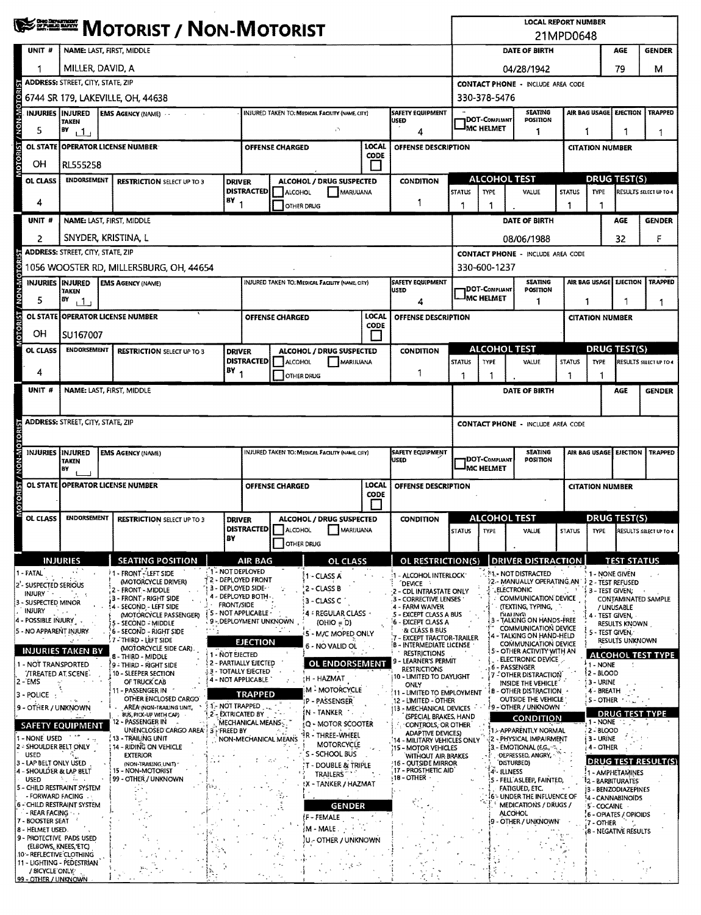# MOTORIST / NON-MOTORIST

**LOCAL REPORT NUMBER:** 21MPD0648

## Unit 1

| UNIT # | NAME: LAST, FIRST, MIDDLE | DATE OF BIRTH | AGE | GENDER |
|---|---|---|---|---|
| 1 | MILLER, DAVID, A | 04/28/1942 | 79 | M |

| ADDRESS: STREET, CITY, STATE, ZIP | CONTACT PHONE - INCLUDE AREA CODE |
|---|---|
| 6744 SR 179, LAKEVILLE, OH, 44638 | 330-378-5476 |

| INJURIES | INJURED TAKEN BY | EMS AGENCY (NAME) | INJURED TAKEN TO: MEDICAL FACILITY (NAME, CITY) | SAFETY EQUIPMENT USED | DOT-COMPLIANT MC HELMET | SEATING POSITION | AIR BAG USAGE | EJECTION | TRAPPED |
|---|---|---|---|---|---|---|---|---|---|
| 5 | 1 | | | 4 | | 1 | 1 | 1 | 1 |

| OL STATE | OPERATOR LICENSE NUMBER | OFFENSE CHARGED | LOCAL CODE | OFFENSE DESCRIPTION | CITATION NUMBER |
|---|---|---|---|---|---|
| OH | RL555258 | | | | |

| OL CLASS | ENDORSEMENT | RESTRICTION SELECT UP TO 3 | DRIVER DISTRACTED BY | ALCOHOL / DRUG SUSPECTED | CONDITION | ALCOHOL TEST STATUS | ALCOHOL TEST TYPE | ALCOHOL TEST VALUE | DRUG TEST(S) STATUS | DRUG TEST(S) TYPE | RESULTS SELECT UP TO 4 |
|---|---|---|---|---|---|---|---|---|---|---|---|
| 4 | | | 1 | ☐ ALCOHOL ☐ MARIJUANA ☐ OTHER DRUG | 1 | 1 | 1 | . | 1 | 1 | |

## Unit 2

| UNIT # | NAME: LAST, FIRST, MIDDLE | DATE OF BIRTH | AGE | GENDER |
|---|---|---|---|---|
| 2 | SNYDER, KRISTINA, L | 08/06/1988 | 32 | F |

| ADDRESS: STREET, CITY, STATE, ZIP | CONTACT PHONE - INCLUDE AREA CODE |
|---|---|
| 1056 WOOSTER RD, MILLERSBURG, OH, 44654 | 330-600-1237 |

| INJURIES | INJURED TAKEN BY | EMS AGENCY (NAME) | INJURED TAKEN TO: MEDICAL FACILITY (NAME, CITY) | SAFETY EQUIPMENT USED | DOT-COMPLIANT MC HELMET | SEATING POSITION | AIR BAG USAGE | EJECTION | TRAPPED |
|---|---|---|---|---|---|---|---|---|---|
| 5 | 1 | | | 4 | | 1 | 1 | 1 | 1 |

| OL STATE | OPERATOR LICENSE NUMBER | OFFENSE CHARGED | LOCAL CODE | OFFENSE DESCRIPTION | CITATION NUMBER |
|---|---|---|---|---|---|
| OH | SU167007 | | | | |

| OL CLASS | ENDORSEMENT | RESTRICTION SELECT UP TO 3 | DRIVER DISTRACTED BY | ALCOHOL / DRUG SUSPECTED | CONDITION | ALCOHOL TEST STATUS | ALCOHOL TEST TYPE | ALCOHOL TEST VALUE | DRUG TEST(S) STATUS | DRUG TEST(S) TYPE | RESULTS SELECT UP TO 4 |
|---|---|---|---|---|---|---|---|---|---|---|---|
| 4 | | | 1 | ☐ ALCOHOL ☐ MARIJUANA ☐ OTHER DRUG | 1 | 1 | 1 | . | 1 | 1 | |

## Unit (blank)

| UNIT # | NAME: LAST, FIRST, MIDDLE | DATE OF BIRTH | AGE | GENDER |
|---|---|---|---|---|
| | | | | |

| ADDRESS: STREET, CITY, STATE, ZIP | CONTACT PHONE - INCLUDE AREA CODE |
|---|---|
| | |

| INJURIES | INJURED TAKEN BY | EMS AGENCY (NAME) | INJURED TAKEN TO: MEDICAL FACILITY (NAME, CITY) | SAFETY EQUIPMENT USED | DOT-COMPLIANT MC HELMET | SEATING POSITION | AIR BAG USAGE | EJECTION | TRAPPED |
|---|---|---|---|---|---|---|---|---|---|
| | | | | | | | | | |

| OL STATE | OPERATOR LICENSE NUMBER | OFFENSE CHARGED | LOCAL CODE | OFFENSE DESCRIPTION | CITATION NUMBER |
|---|---|---|---|---|---|
| | | | | | |

| OL CLASS | ENDORSEMENT | RESTRICTION SELECT UP TO 3 | DRIVER DISTRACTED BY | ALCOHOL / DRUG SUSPECTED | CONDITION | ALCOHOL TEST STATUS | ALCOHOL TEST TYPE | ALCOHOL TEST VALUE | DRUG TEST(S) STATUS | DRUG TEST(S) TYPE | RESULTS SELECT UP TO 4 |
|---|---|---|---|---|---|---|---|---|---|---|---|
| | | | | ☐ ALCOHOL ☐ MARIJUANA ☐ OTHER DRUG | | | | | | | |

## Codes

**INJURIES**
1 - FATAL
2 - SUSPECTED SERIOUS INJURY
3 - SUSPECTED MINOR INJURY
4 - POSSIBLE INJURY
5 - NO APPARENT INJURY

**INJURIES TAKEN BY**
1 - NOT TRANSPORTED /TREATED AT SCENE
2 - EMS
3 - POLICE
9 - OTHER / UNKNOWN

**SAFETY EQUIPMENT**
1 - NONE USED
2 - SHOULDER BELT ONLY USED
3 - LAP BELT ONLY USED
4 - SHOULDER & LAP BELT USED
5 - CHILD RESTRAINT SYSTEM - FORWARD FACING
6 - CHILD RESTRAINT SYSTEM - REAR FACING
7 - BOOSTER SEAT
8 - HELMET USED
9 - PROTECTIVE PADS USED (ELBOWS, KNEES, ETC)
10 - REFLECTIVE CLOTHING
11 - LIGHTING - PEDESTRIAN / BICYCLE ONLY
99 - OTHER / UNKNOWN

**SEATING POSITION**
1 - FRONT - LEFT SIDE (MOTORCYCLE DRIVER)
2 - FRONT - MIDDLE
3 - FRONT - RIGHT SIDE
4 - SECOND - LEFT SIDE (MOTORCYCLE PASSENGER)
5 - SECOND - MIDDLE
6 - SECOND - RIGHT SIDE
7 - THIRD - LEFT SIDE (MOTORCYCLE SIDE CAR)
8 - THIRD - MIDDLE
9 - THIRD - RIGHT SIDE
10 - SLEEPER SECTION OF TRUCK CAB
11 - PASSENGER IN OTHER ENCLOSED CARGO AREA (NON-TRAILING UNIT, BUS, PICK-UP WITH CAP)
12 - PASSENGER IN UNENCLOSED CARGO AREA
13 - TRAILING UNIT
14 - RIDING ON VEHICLE EXTERIOR (NON-TRAILING UNIT)
15 - NON-MOTORIST
99 - OTHER / UNKNOWN

**AIR BAG**
1 - NOT DEPLOYED
2 - DEPLOYED FRONT
3 - DEPLOYED SIDE
4 - DEPLOYED BOTH FRONT/SIDE
5 - NOT APPLICABLE
9 - DEPLOYMENT UNKNOWN

**EJECTION**
1 - NOT EJECTED
2 - PARTIALLY EJECTED
3 - TOTALLY EJECTED
4 - NOT APPLICABLE

**TRAPPED**
1 - NOT TRAPPED
2 - EXTRICATED BY MECHANICAL MEANS
3 - FREED BY NON-MECHANICAL MEANS

**OL CLASS**
1 - CLASS A
2 - CLASS B
3 - CLASS C
4 - REGULAR CLASS (OHIO = D)
5 - M/C MOPED ONLY
6 - NO VALID OL

**OL ENDORSEMENT**
H - HAZMAT
M - MOTORCYCLE
P - PASSENGER
N - TANKER
Q - MOTOR SCOOTER
R - THREE-WHEEL MOTORCYCLE
S - SCHOOL BUS
T - DOUBLE & TRIPLE TRAILERS
X - TANKER / HAZMAT

**GENDER**
F - FEMALE
M - MALE
U - OTHER / UNKNOWN

**OL RESTRICTION(S)**
1 - ALCOHOL INTERLOCK DEVICE
2 - CDL INTRASTATE ONLY
3 - CORRECTIVE LENSES
4 - FARM WAIVER
5 - EXCEPT CLASS A BUS
6 - EXCEPT CLASS A & CLASS B BUS
7 - EXCEPT TRACTOR-TRAILER
8 - INTERMEDIATE LICENSE RESTRICTIONS
9 - LEARNER'S PERMIT RESTRICTIONS
10 - LIMITED TO DAYLIGHT ONLY
11 - LIMITED TO EMPLOYMENT
12 - LIMITED - OTHER
13 - MECHANICAL DEVICES (SPECIAL BRAKES, HAND CONTROLS, OR OTHER ADAPTIVE DEVICES)
14 - MILITARY VEHICLES ONLY
15 - MOTOR VEHICLES WITHOUT AIR BRAKES
16 - OUTSIDE MIRROR
17 - PROSTHETIC AID
18 - OTHER

**DRIVER DISTRACTION**
1 - NOT DISTRACTED
2 - MANUALLY OPERATING AN ELECTRONIC COMMUNICATION DEVICE (TEXTING, TYPING, DIALING)
3 - TALKING ON HANDS-FREE COMMUNICATION DEVICE
4 - TALKING ON HAND-HELD COMMUNICATION DEVICE
5 - OTHER ACTIVITY WITH AN ELECTRONIC DEVICE
6 - PASSENGER
7 - OTHER DISTRACTION INSIDE THE VEHICLE
8 - OTHER DISTRACTION OUTSIDE THE VEHICLE
9 - OTHER / UNKNOWN

**CONDITION**
1 - APPARENTLY NORMAL
2 - PHYSICAL IMPAIRMENT
3 - EMOTIONAL (E.G., DEPRESSED, ANGRY, DISTURBED)
4 - ILLNESS
5 - FELL ASLEEP, FAINTED, FATIGUED, ETC.
6 - UNDER THE INFLUENCE OF MEDICATIONS / DRUGS / ALCOHOL
9 - OTHER / UNKNOWN

**TEST STATUS**
1 - NONE GIVEN
2 - TEST REFUSED
3 - TEST GIVEN, CONTAMINATED SAMPLE / UNUSABLE
4 - TEST GIVEN, RESULTS KNOWN
5 - TEST GIVEN, RESULTS UNKNOWN

**ALCOHOL TEST TYPE**
1 - NONE
2 - BLOOD
3 - URINE
4 - BREATH
5 - OTHER

**DRUG TEST TYPE**
1 - NONE
2 - BLOOD
3 - URINE
4 - OTHER

**DRUG TEST RESULT(S)**
1 - AMPHETAMINES
2 - BARBITURATES
3 - BENZODIAZEPINES
4 - CANNABINOIDS
5 - COCAINE
6 - OPIATES / OPIOIDS
7 - OTHER
8 - NEGATIVE RESULTS